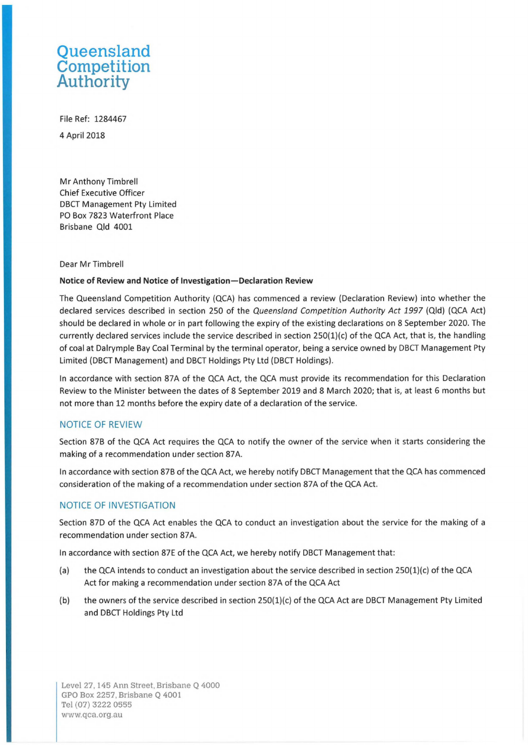Queensland Competition Authority

File Ref: 1284467

4 April 2018

Mr Anthony Timbrell
Chief Executive Officer
DBCT Management Pty Limited
PO Box 7823 Waterfront Place
Brisbane Qld 4001

Dear Mr Timbrell

**Notice of Review and Notice of Investigation—Declaration Review**

The Queensland Competition Authority (QCA) has commenced a review (Declaration Review) into whether the declared services described in section 250 of the *Queensland Competition Authority Act 1997* (Qld) (QCA Act) should be declared in whole or in part following the expiry of the existing declarations on 8 September 2020. The currently declared services include the service described in section 250(1)(c) of the QCA Act, that is, the handling of coal at Dalrymple Bay Coal Terminal by the terminal operator, being a service owned by DBCT Management Pty Limited (DBCT Management) and DBCT Holdings Pty Ltd (DBCT Holdings).

In accordance with section 87A of the QCA Act, the QCA must provide its recommendation for this Declaration Review to the Minister between the dates of 8 September 2019 and 8 March 2020; that is, at least 6 months but not more than 12 months before the expiry date of a declaration of the service.

## NOTICE OF REVIEW

Section 87B of the QCA Act requires the QCA to notify the owner of the service when it starts considering the making of a recommendation under section 87A.

In accordance with section 87B of the QCA Act, we hereby notify DBCT Management that the QCA has commenced consideration of the making of a recommendation under section 87A of the QCA Act.

## NOTICE OF INVESTIGATION

Section 87D of the QCA Act enables the QCA to conduct an investigation about the service for the making of a recommendation under section 87A.

In accordance with section 87E of the QCA Act, we hereby notify DBCT Management that:

(a) the QCA intends to conduct an investigation about the service described in section 250(1)(c) of the QCA Act for making a recommendation under section 87A of the QCA Act

(b) the owners of the service described in section 250(1)(c) of the QCA Act are DBCT Management Pty Limited and DBCT Holdings Pty Ltd

Level 27, 145 Ann Street, Brisbane Q 4000
GPO Box 2257, Brisbane Q 4001
Tel (07) 3222 0555
www.qca.org.au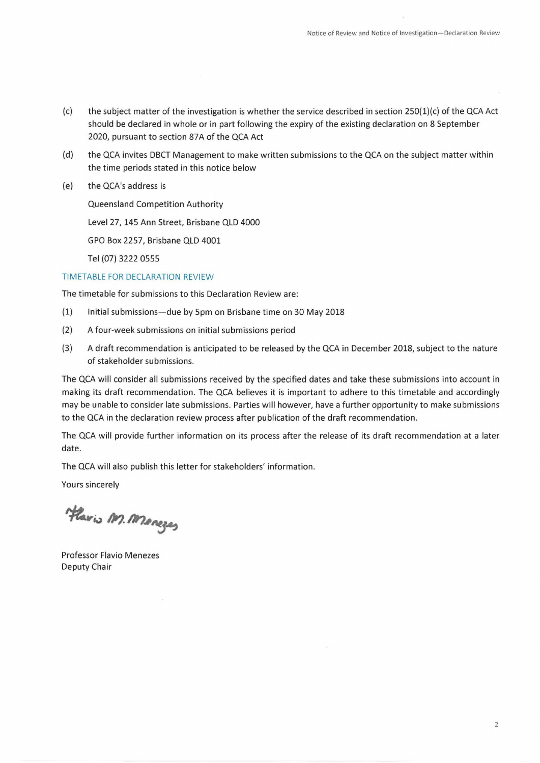(c) the subject matter of the investigation is whether the service described in section 250(1)(c) of the QCA Act should be declared in whole or in part following the expiry of the existing declaration on 8 September 2020, pursuant to section 87A of the QCA Act

(d) the QCA invites DBCT Management to make written submissions to the QCA on the subject matter within the time periods stated in this notice below

(e) the QCA's address is

Queensland Competition Authority

Level 27, 145 Ann Street, Brisbane QLD 4000

GPO Box 2257, Brisbane QLD 4001

Tel (07) 3222 0555

## TIMETABLE FOR DECLARATION REVIEW

The timetable for submissions to this Declaration Review are:

(1) Initial submissions—due by 5pm on Brisbane time on 30 May 2018

(2) A four-week submissions on initial submissions period

(3) A draft recommendation is anticipated to be released by the QCA in December 2018, subject to the nature of stakeholder submissions.

The QCA will consider all submissions received by the specified dates and take these submissions into account in making its draft recommendation. The QCA believes it is important to adhere to this timetable and accordingly may be unable to consider late submissions. Parties will however, have a further opportunity to make submissions to the QCA in the declaration review process after publication of the draft recommendation.

The QCA will provide further information on its process after the release of its draft recommendation at a later date.

The QCA will also publish this letter for stakeholders' information.

Yours sincerely

Flavio M. Menezes

Professor Flavio Menezes
Deputy Chair